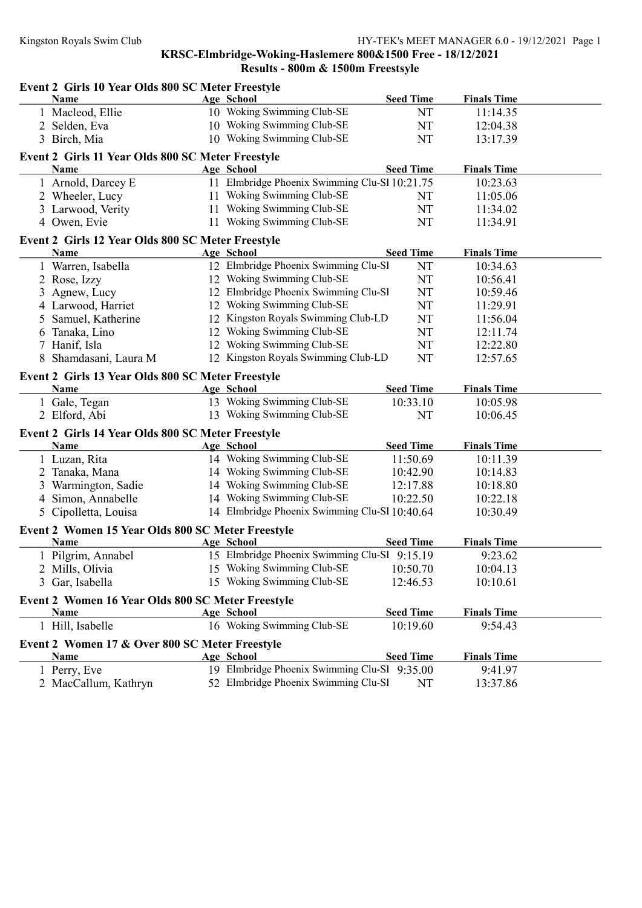# KRSC-Elmbridge-Woking-Haslemere 800&1500 Free - 18/12/2021

## Results - 800m & 1500m Freestsyle

### Event 2 Girls 10 Year Olds 800 SC Meter Freestyle

| | Name | Age | School | Seed Time | Finals Time |
|---|---|---|---|---|---|
| 1 | Macleod, Ellie | 10 | Woking Swimming Club-SE | NT | 11:14.35 |
| 2 | Selden, Eva | 10 | Woking Swimming Club-SE | NT | 12:04.38 |
| 3 | Birch, Mia | 10 | Woking Swimming Club-SE | NT | 13:17.39 |

### Event 2 Girls 11 Year Olds 800 SC Meter Freestyle

| | Name | Age | School | Seed Time | Finals Time |
|---|---|---|---|---|---|
| 1 | Arnold, Darcey E | 11 | Elmbridge Phoenix Swimming Clu-Sl | 10:21.75 | 10:23.63 |
| 2 | Wheeler, Lucy | 11 | Woking Swimming Club-SE | NT | 11:05.06 |
| 3 | Larwood, Verity | 11 | Woking Swimming Club-SE | NT | 11:34.02 |
| 4 | Owen, Evie | 11 | Woking Swimming Club-SE | NT | 11:34.91 |

### Event 2 Girls 12 Year Olds 800 SC Meter Freestyle

| | Name | Age | School | Seed Time | Finals Time |
|---|---|---|---|---|---|
| 1 | Warren, Isabella | 12 | Elmbridge Phoenix Swimming Clu-Sl | NT | 10:34.63 |
| 2 | Rose, Izzy | 12 | Woking Swimming Club-SE | NT | 10:56.41 |
| 3 | Agnew, Lucy | 12 | Elmbridge Phoenix Swimming Clu-Sl | NT | 10:59.46 |
| 4 | Larwood, Harriet | 12 | Woking Swimming Club-SE | NT | 11:29.91 |
| 5 | Samuel, Katherine | 12 | Kingston Royals Swimming Club-LD | NT | 11:56.04 |
| 6 | Tanaka, Lino | 12 | Woking Swimming Club-SE | NT | 12:11.74 |
| 7 | Hanif, Isla | 12 | Woking Swimming Club-SE | NT | 12:22.80 |
| 8 | Shamdasani, Laura M | 12 | Kingston Royals Swimming Club-LD | NT | 12:57.65 |

### Event 2 Girls 13 Year Olds 800 SC Meter Freestyle

| | Name | Age | School | Seed Time | Finals Time |
|---|---|---|---|---|---|
| 1 | Gale, Tegan | 13 | Woking Swimming Club-SE | 10:33.10 | 10:05.98 |
| 2 | Elford, Abi | 13 | Woking Swimming Club-SE | NT | 10:06.45 |

### Event 2 Girls 14 Year Olds 800 SC Meter Freestyle

| | Name | Age | School | Seed Time | Finals Time |
|---|---|---|---|---|---|
| 1 | Luzan, Rita | 14 | Woking Swimming Club-SE | 11:50.69 | 10:11.39 |
| 2 | Tanaka, Mana | 14 | Woking Swimming Club-SE | 10:42.90 | 10:14.83 |
| 3 | Warmington, Sadie | 14 | Woking Swimming Club-SE | 12:17.88 | 10:18.80 |
| 4 | Simon, Annabelle | 14 | Woking Swimming Club-SE | 10:22.50 | 10:22.18 |
| 5 | Cipolletta, Louisa | 14 | Elmbridge Phoenix Swimming Clu-Sl | 10:40.64 | 10:30.49 |

### Event 2 Women 15 Year Olds 800 SC Meter Freestyle

| | Name | Age | School | Seed Time | Finals Time |
|---|---|---|---|---|---|
| 1 | Pilgrim, Annabel | 15 | Elmbridge Phoenix Swimming Clu-Sl | 9:15.19 | 9:23.62 |
| 2 | Mills, Olivia | 15 | Woking Swimming Club-SE | 10:50.70 | 10:04.13 |
| 3 | Gar, Isabella | 15 | Woking Swimming Club-SE | 12:46.53 | 10:10.61 |

### Event 2 Women 16 Year Olds 800 SC Meter Freestyle

| | Name | Age | School | Seed Time | Finals Time |
|---|---|---|---|---|---|
| 1 | Hill, Isabelle | 16 | Woking Swimming Club-SE | 10:19.60 | 9:54.43 |

### Event 2 Women 17 & Over 800 SC Meter Freestyle

| | Name | Age | School | Seed Time | Finals Time |
|---|---|---|---|---|---|
| 1 | Perry, Eve | 19 | Elmbridge Phoenix Swimming Clu-Sl | 9:35.00 | 9:41.97 |
| 2 | MacCallum, Kathryn | 52 | Elmbridge Phoenix Swimming Clu-Sl | NT | 13:37.86 |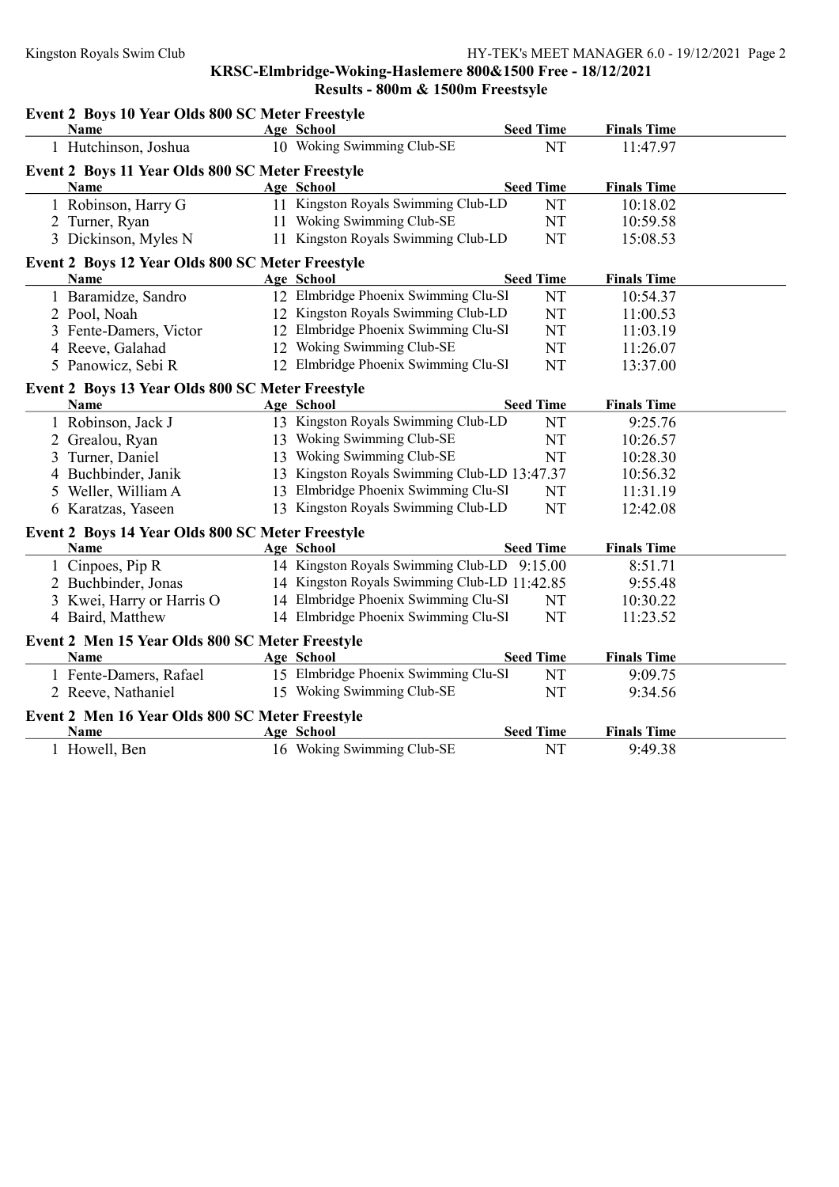# KRSC-Elmbridge-Woking-Haslemere 800&1500 Free - 18/12/2021

## Results - 800m & 1500m Freestsyle

### Event 2 Boys 10 Year Olds 800 SC Meter Freestyle

| | Name | Age | School | Seed Time | Finals Time |
|---|---|---|---|---|---|
| 1 | Hutchinson, Joshua | 10 | Woking Swimming Club-SE | NT | 11:47.97 |

### Event 2 Boys 11 Year Olds 800 SC Meter Freestyle

| | Name | Age | School | Seed Time | Finals Time |
|---|---|---|---|---|---|
| 1 | Robinson, Harry G | 11 | Kingston Royals Swimming Club-LD | NT | 10:18.02 |
| 2 | Turner, Ryan | 11 | Woking Swimming Club-SE | NT | 10:59.58 |
| 3 | Dickinson, Myles N | 11 | Kingston Royals Swimming Club-LD | NT | 15:08.53 |

### Event 2 Boys 12 Year Olds 800 SC Meter Freestyle

| | Name | Age | School | Seed Time | Finals Time |
|---|---|---|---|---|---|
| 1 | Baramidze, Sandro | 12 | Elmbridge Phoenix Swimming Clu-SI | NT | 10:54.37 |
| 2 | Pool, Noah | 12 | Kingston Royals Swimming Club-LD | NT | 11:00.53 |
| 3 | Fente-Damers, Victor | 12 | Elmbridge Phoenix Swimming Clu-SI | NT | 11:03.19 |
| 4 | Reeve, Galahad | 12 | Woking Swimming Club-SE | NT | 11:26.07 |
| 5 | Panowicz, Sebi R | 12 | Elmbridge Phoenix Swimming Clu-SI | NT | 13:37.00 |

### Event 2 Boys 13 Year Olds 800 SC Meter Freestyle

| | Name | Age | School | Seed Time | Finals Time |
|---|---|---|---|---|---|
| 1 | Robinson, Jack J | 13 | Kingston Royals Swimming Club-LD | NT | 9:25.76 |
| 2 | Grealou, Ryan | 13 | Woking Swimming Club-SE | NT | 10:26.57 |
| 3 | Turner, Daniel | 13 | Woking Swimming Club-SE | NT | 10:28.30 |
| 4 | Buchbinder, Janik | 13 | Kingston Royals Swimming Club-LD | 13:47.37 | 10:56.32 |
| 5 | Weller, William A | 13 | Elmbridge Phoenix Swimming Clu-SI | NT | 11:31.19 |
| 6 | Karatzas, Yaseen | 13 | Kingston Royals Swimming Club-LD | NT | 12:42.08 |

### Event 2 Boys 14 Year Olds 800 SC Meter Freestyle

| | Name | Age | School | Seed Time | Finals Time |
|---|---|---|---|---|---|
| 1 | Cinpoes, Pip R | 14 | Kingston Royals Swimming Club-LD | 9:15.00 | 8:51.71 |
| 2 | Buchbinder, Jonas | 14 | Kingston Royals Swimming Club-LD | 11:42.85 | 9:55.48 |
| 3 | Kwei, Harry or Harris O | 14 | Elmbridge Phoenix Swimming Clu-SI | NT | 10:30.22 |
| 4 | Baird, Matthew | 14 | Elmbridge Phoenix Swimming Clu-SI | NT | 11:23.52 |

### Event 2 Men 15 Year Olds 800 SC Meter Freestyle

| | Name | Age | School | Seed Time | Finals Time |
|---|---|---|---|---|---|
| 1 | Fente-Damers, Rafael | 15 | Elmbridge Phoenix Swimming Clu-SI | NT | 9:09.75 |
| 2 | Reeve, Nathaniel | 15 | Woking Swimming Club-SE | NT | 9:34.56 |

### Event 2 Men 16 Year Olds 800 SC Meter Freestyle

| | Name | Age | School | Seed Time | Finals Time |
|---|---|---|---|---|---|
| 1 | Howell, Ben | 16 | Woking Swimming Club-SE | NT | 9:49.38 |